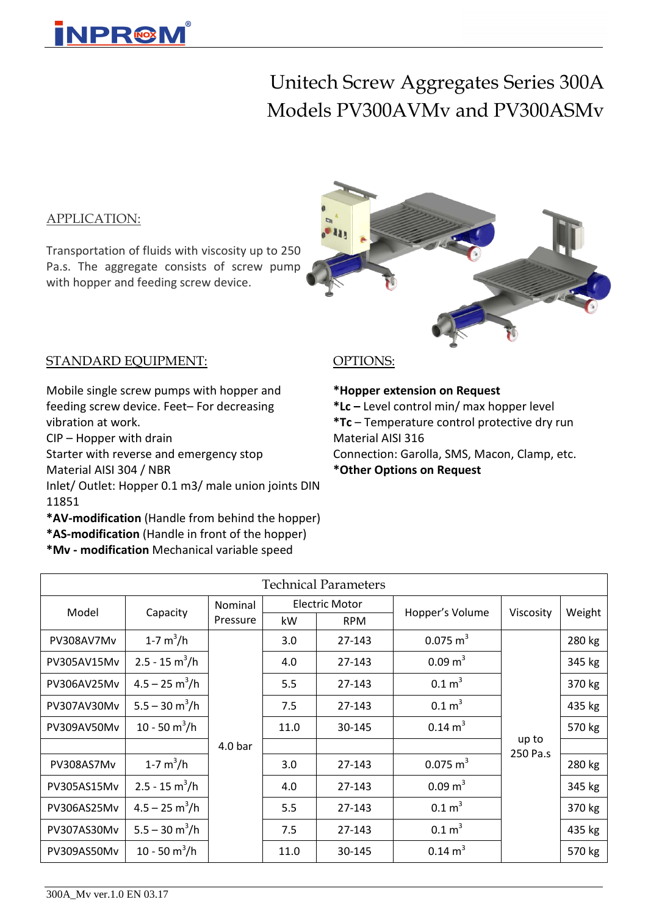# Unitech Screw Aggregates Series 300A
# Models PV300AVMv and PV300ASMv

## APPLICATION:

Transportation of fluids with viscosity up to 250 Pa.s. The aggregate consists of screw pump with hopper and feeding screw device.

## STANDARD EQUIPMENT:

Mobile single screw pumps with hopper and feeding screw device. Feet– For decreasing vibration at work.
CIP – Hopper with drain
Starter with reverse and emergency stop
Material AISI 304 / NBR
Inlet/ Outlet: Hopper 0.1 m3/ male union joints DIN 11851
**\*AV-modification** (Handle from behind the hopper)
**\*AS-modification** (Handle in front of the hopper)
**\*Mv - modification** Mechanical variable speed

## OPTIONS:

**\*Hopper extension on Request**
**\*Lc –** Level control min/ max hopper level
**\*Tc** – Temperature control protective dry run
Material AISI 316
Connection: Garolla, SMS, Macon, Clamp, etc.
**\*Other Options on Request**

| Technical Parameters | | | | | | | |
|---|---|---|---|---|---|---|---|
| Model | Capacity | Nominal Pressure | Electric Motor | | Hopper's Volume | Viscosity | Weight |
| | | | kW | RPM | | | |
| PV308AV7Mv | 1-7 $m^3$/h | 4.0 bar | 3.0 | 27-143 | 0.075 $m^3$ | up to 250 Pa.s | 280 kg |
| PV305AV15Mv | 2.5 - 15 $m^3$/h | | 4.0 | 27-143 | 0.09 $m^3$ | | 345 kg |
| PV306AV25Mv | 4.5 – 25 $m^3$/h | | 5.5 | 27-143 | 0.1 $m^3$ | | 370 kg |
| PV307AV30Mv | 5.5 – 30 $m^3$/h | | 7.5 | 27-143 | 0.1 $m^3$ | | 435 kg |
| PV309AV50Mv | 10 - 50 $m^3$/h | | 11.0 | 30-145 | 0.14 $m^3$ | | 570 kg |
| | | | | | | | |
| PV308AS7Mv | 1-7 $m^3$/h | | 3.0 | 27-143 | 0.075 $m^3$ | | 280 kg |
| PV305AS15Mv | 2.5 - 15 $m^3$/h | | 4.0 | 27-143 | 0.09 $m^3$ | | 345 kg |
| PV306AS25Mv | 4.5 – 25 $m^3$/h | | 5.5 | 27-143 | 0.1 $m^3$ | | 370 kg |
| PV307AS30Mv | 5.5 – 30 $m^3$/h | | 7.5 | 27-143 | 0.1 $m^3$ | | 435 kg |
| PV309AS50Mv | 10 - 50 $m^3$/h | | 11.0 | 30-145 | 0.14 $m^3$ | | 570 kg |

300A_Mv ver.1.0 EN 03.17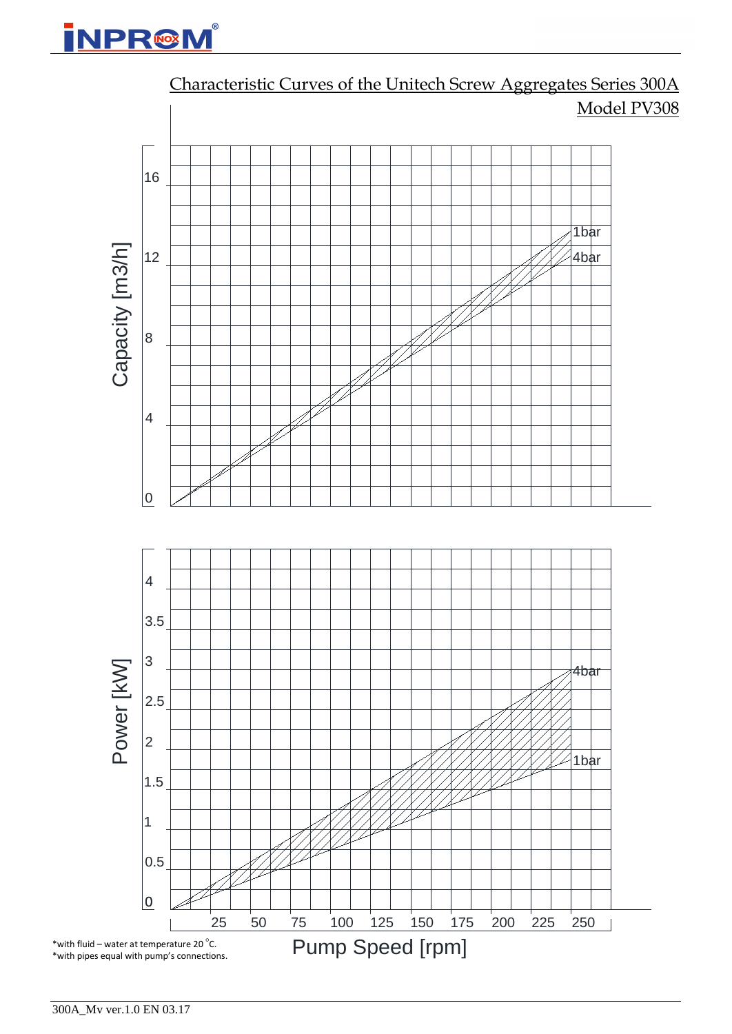## Characteristic Curves of the Unitech Screw Aggregates Series 300A

Model PV308

Capacity [m3/h]

16

12

8

4

0

1bar

4bar

Power [kW]

4

3.5

3

2.5

2

1.5

1

0.5

0

4bar

1bar

25 50 75 100 125 150 175 200 225 250

Pump Speed [rpm]

*with fluid – water at temperature 20 °C.
*with pipes equal with pump's connections.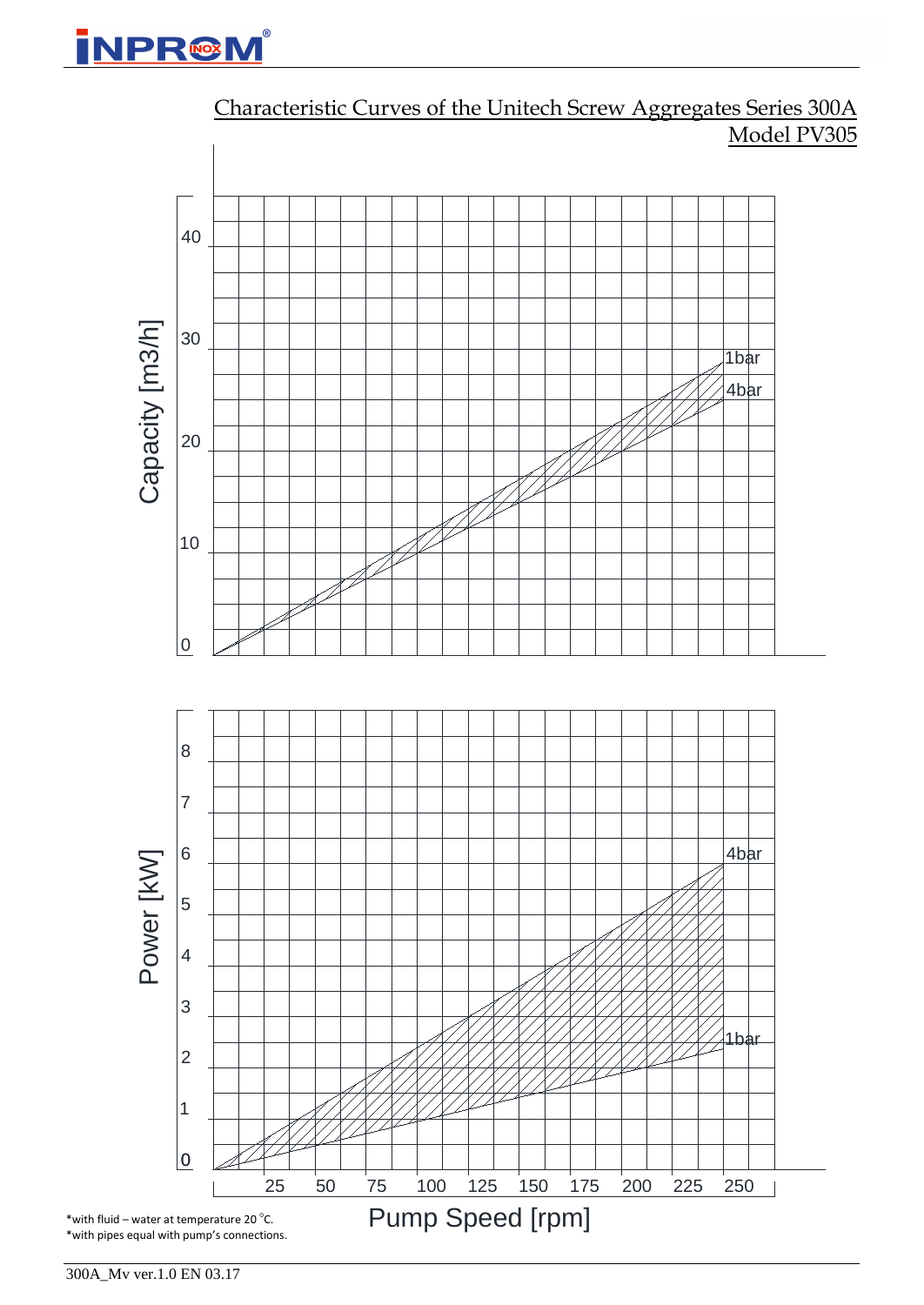## Characteristic Curves of the Unitech Screw Aggregates Series 300A

### Model PV305

Capacity [m3/h]

0, 10, 20, 30, 40

1bar

4bar

Power [kW]

0, 1, 2, 3, 4, 5, 6, 7, 8

4bar

1bar

25, 50, 75, 100, 125, 150, 175, 200, 225, 250

Pump Speed [rpm]

*with fluid – water at temperature 20 °C.
*with pipes equal with pump's connections.

300A_Mv ver.1.0 EN 03.17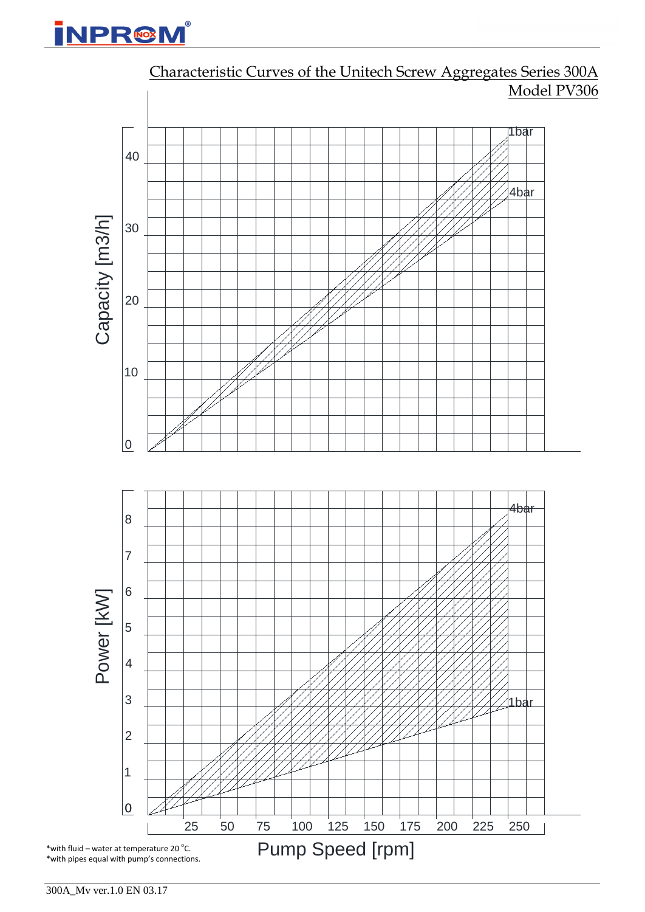## Characteristic Curves of the Unitech Screw Aggregates Series 300A

### Model PV306

Capacity [m3/h]

0, 10, 20, 30, 40

1bar

4bar

Power [kW]

0, 1, 2, 3, 4, 5, 6, 7, 8

4bar

1bar

25, 50, 75, 100, 125, 150, 175, 200, 225, 250

Pump Speed [rpm]

*with fluid – water at temperature 20 °C.
*with pipes equal with pump's connections.

300A_Mv ver.1.0 EN 03.17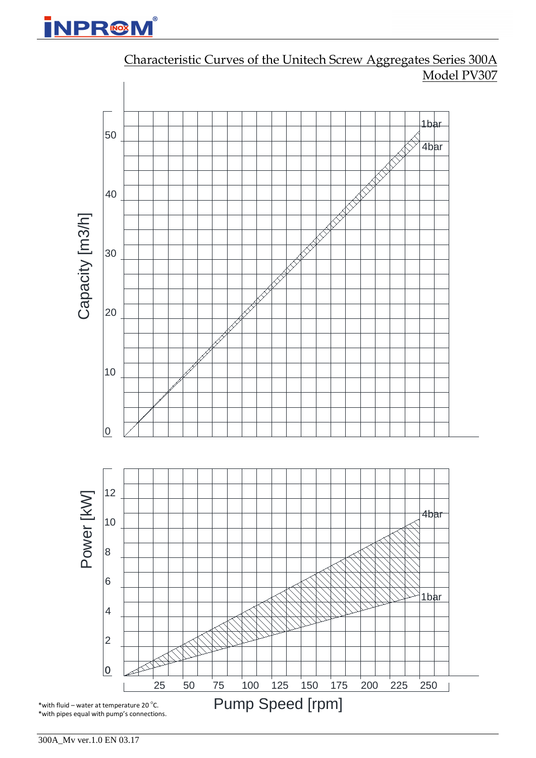## Characteristic Curves of the Unitech Screw Aggregates Series 300A

## Model PV307

Capacity [m3/h]

0, 10, 20, 30, 40, 50

1bar

4bar

Power [kW]

0, 2, 4, 6, 8, 10, 12

4bar

1bar

25, 50, 75, 100, 125, 150, 175, 200, 225, 250

Pump Speed [rpm]

*with fluid – water at temperature 20 °C.
*with pipes equal with pump's connections.

300A_Mv ver.1.0 EN 03.17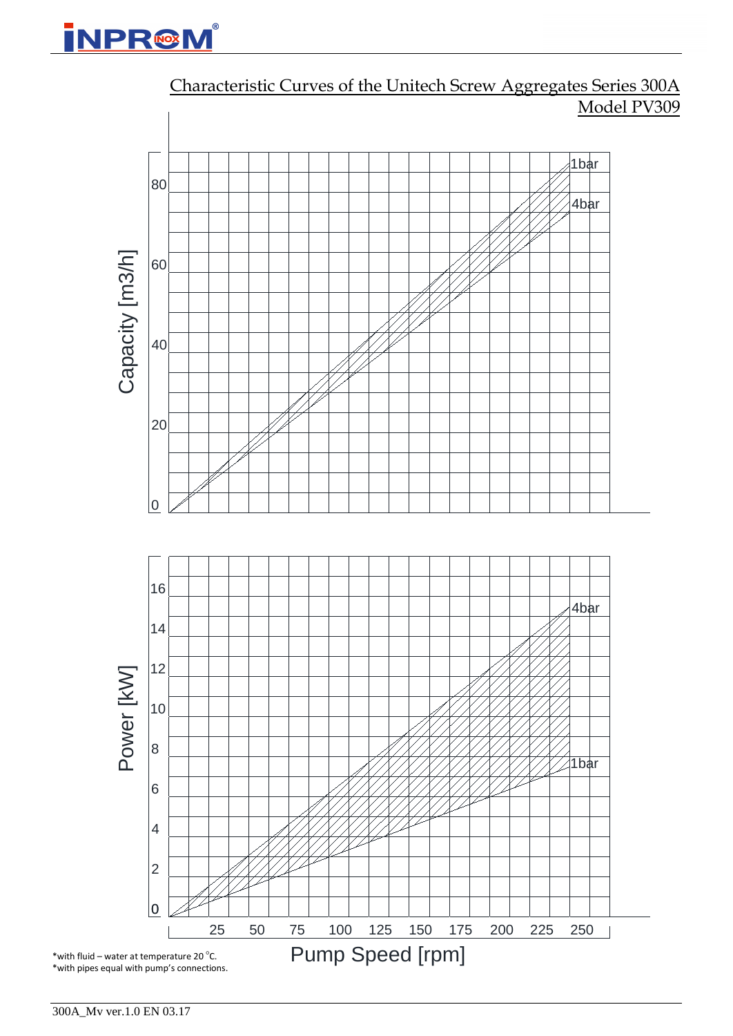## Characteristic Curves of the Unitech Screw Aggregates Series 300A

## Model PV309

Capacity [m3/h]

0
20
40
60
80

1bar
4bar

Power [kW]

0
2
4
6
8
10
12
14
16

4bar
1bar

25 50 75 100 125 150 175 200 225 250

Pump Speed [rpm]

*with fluid – water at temperature 20 °C.
*with pipes equal with pump's connections.

300A_Mv ver.1.0 EN 03.17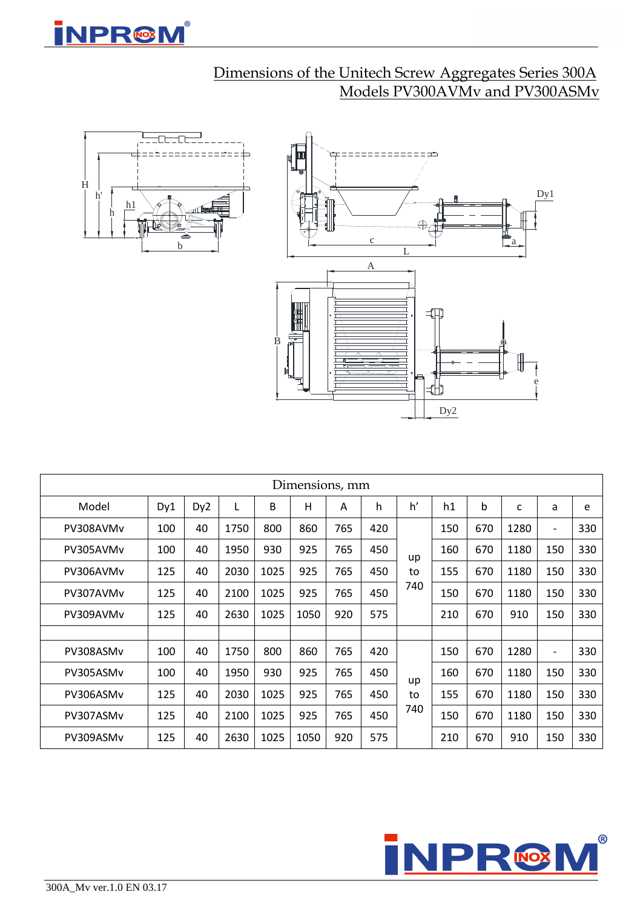## Dimensions of the Unitech Screw Aggregates Series 300A
## Models PV300AVMv and PV300ASMv

H
h'
h
h1
b
c
L
a
Dy1
A
B
e
Dy2

| Dimensions, mm | | | | | | | | | | | | |
|---|---|---|---|---|---|---|---|---|---|---|---|---|
| Model | Dy1 | Dy2 | L | B | H | A | h | h’ | h1 | b | c | a | e |
| PV308AVMv | 100 | 40 | 1750 | 800 | 860 | 765 | 420 | up to 740 | 150 | 670 | 1280 | - | 330 |
| PV305AVMv | 100 | 40 | 1950 | 930 | 925 | 765 | 450 | | 160 | 670 | 1180 | 150 | 330 |
| PV306AVMv | 125 | 40 | 2030 | 1025 | 925 | 765 | 450 | | 155 | 670 | 1180 | 150 | 330 |
| PV307AVMv | 125 | 40 | 2100 | 1025 | 925 | 765 | 450 | | 150 | 670 | 1180 | 150 | 330 |
| PV309AVMv | 125 | 40 | 2630 | 1025 | 1050 | 920 | 575 | | 210 | 670 | 910 | 150 | 330 |
| | | | | | | | | | | | | | |
| PV308ASMv | 100 | 40 | 1750 | 800 | 860 | 765 | 420 | up to 740 | 150 | 670 | 1280 | - | 330 |
| PV305ASMv | 100 | 40 | 1950 | 930 | 925 | 765 | 450 | | 160 | 670 | 1180 | 150 | 330 |
| PV306ASMv | 125 | 40 | 2030 | 1025 | 925 | 765 | 450 | | 155 | 670 | 1180 | 150 | 330 |
| PV307ASMv | 125 | 40 | 2100 | 1025 | 925 | 765 | 450 | | 150 | 670 | 1180 | 150 | 330 |
| PV309ASMv | 125 | 40 | 2630 | 1025 | 1050 | 920 | 575 | | 210 | 670 | 910 | 150 | 330 |

300A_Mv ver.1.0 EN 03.17